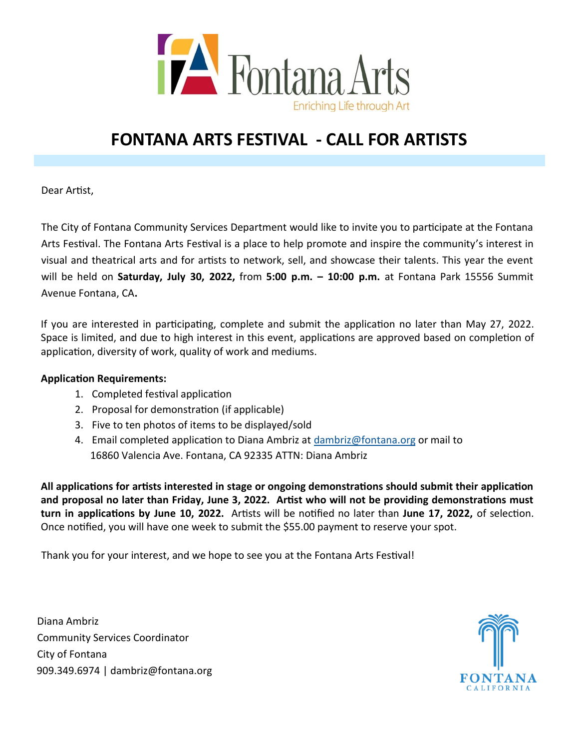Fontana Arts

Enriching Life through Art

# FONTANA ARTS FESTIVAL - CALL FOR ARTISTS

Dear Artist,

The City of Fontana Community Services Department would like to invite you to participate at the Fontana Arts Festival. The Fontana Arts Festival is a place to help promote and inspire the community's interest in visual and theatrical arts and for artists to network, sell, and showcase their talents. This year the event will be held on **Saturday, July 30, 2022,** from **5:00 p.m. – 10:00 p.m.** at Fontana Park 15556 Summit Avenue Fontana, CA**.**

If you are interested in participating, complete and submit the application no later than May 27, 2022. Space is limited, and due to high interest in this event, applications are approved based on completion of application, diversity of work, quality of work and mediums.

**Application Requirements:**

1. Completed festival application
2. Proposal for demonstration (if applicable)
3. Five to ten photos of items to be displayed/sold
4. Email completed application to Diana Ambriz at dambriz@fontana.org or mail to 16860 Valencia Ave. Fontana, CA 92335 ATTN: Diana Ambriz

**All applications for artists interested in stage or ongoing demonstrations should submit their application and proposal no later than Friday, June 3, 2022. Artist who will not be providing demonstrations must turn in applications by June 10, 2022.** Artists will be notified no later than **June 17, 2022,** of selection. Once notified, you will have one week to submit the $55.00 payment to reserve your spot.

Thank you for your interest, and we hope to see you at the Fontana Arts Festival!

Diana Ambriz
Community Services Coordinator
City of Fontana
909.349.6974 | dambriz@fontana.org

FONTANA
CALIFORNIA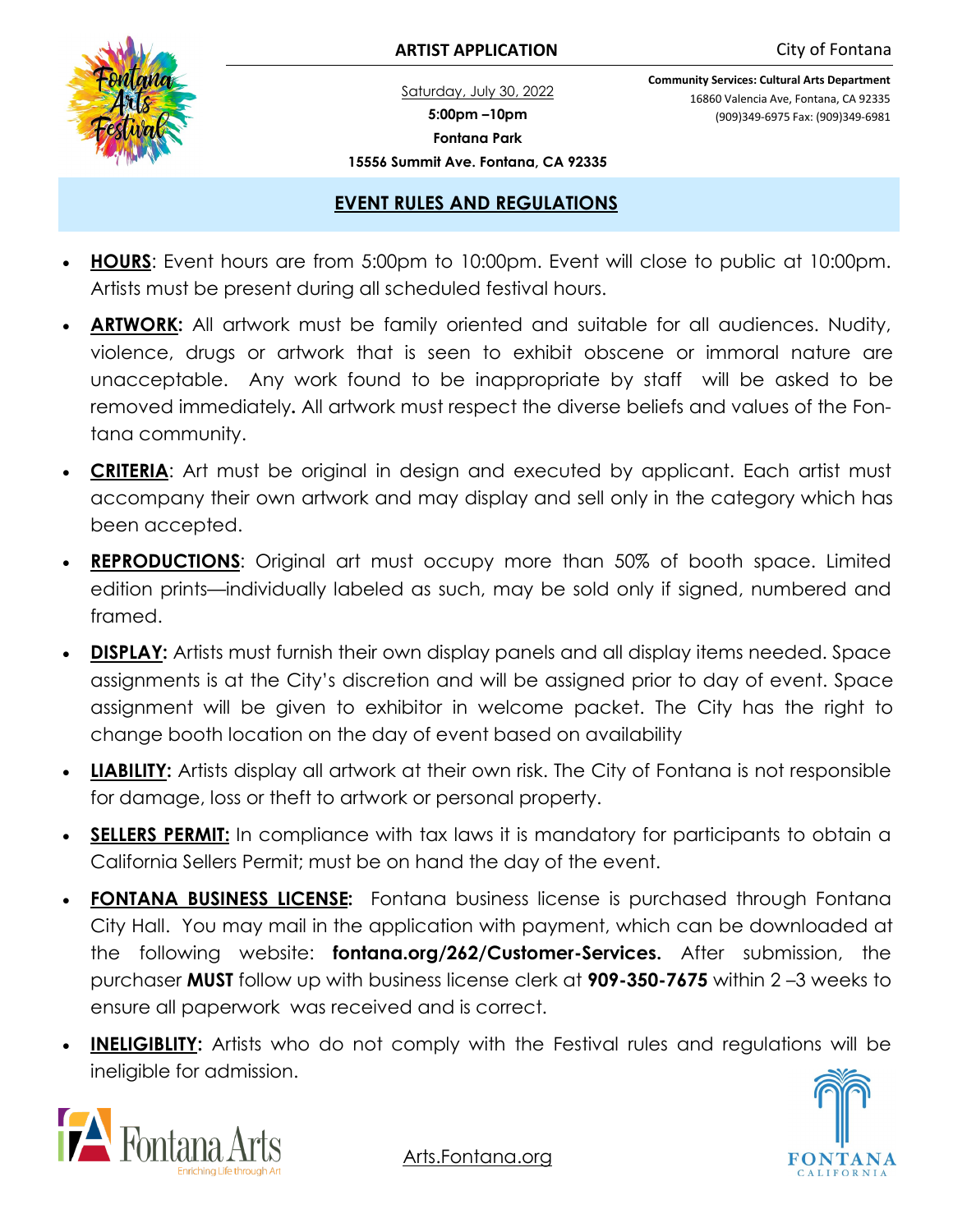**ARTIST APPLICATION**

City of Fontana

Saturday, July 30, 2022

**5:00pm –10pm**

**Fontana Park**

**15556 Summit Ave. Fontana, CA 92335**

**Community Services: Cultural Arts Department**
16860 Valencia Ave, Fontana, CA 92335
(909)349-6975 Fax: (909)349-6981

## EVENT RULES AND REGULATIONS

- **HOURS**: Event hours are from 5:00pm to 10:00pm. Event will close to public at 10:00pm. Artists must be present during all scheduled festival hours.
- **ARTWORK:** All artwork must be family oriented and suitable for all audiences. Nudity, violence, drugs or artwork that is seen to exhibit obscene or immoral nature are unacceptable. Any work found to be inappropriate by staff will be asked to be removed immediately**.** All artwork must respect the diverse beliefs and values of the Fontana community.
- **CRITERIA**: Art must be original in design and executed by applicant. Each artist must accompany their own artwork and may display and sell only in the category which has been accepted.
- **REPRODUCTIONS**: Original art must occupy more than 50% of booth space. Limited edition prints—individually labeled as such, may be sold only if signed, numbered and framed.
- **DISPLAY:** Artists must furnish their own display panels and all display items needed. Space assignments is at the City's discretion and will be assigned prior to day of event. Space assignment will be given to exhibitor in welcome packet. The City has the right to change booth location on the day of event based on availability
- **LIABILITY:** Artists display all artwork at their own risk. The City of Fontana is not responsible for damage, loss or theft to artwork or personal property.
- **SELLERS PERMIT:** In compliance with tax laws it is mandatory for participants to obtain a California Sellers Permit; must be on hand the day of the event.
- **FONTANA BUSINESS LICENSE:** Fontana business license is purchased through Fontana City Hall. You may mail in the application with payment, which can be downloaded at the following website: **fontana.org/262/Customer-Services.** After submission, the purchaser **MUST** follow up with business license clerk at **909-350-7675** within 2 –3 weeks to ensure all paperwork was received and is correct.
- **INELIGIBLITY:** Artists who do not comply with the Festival rules and regulations will be ineligible for admission.

Arts.Fontana.org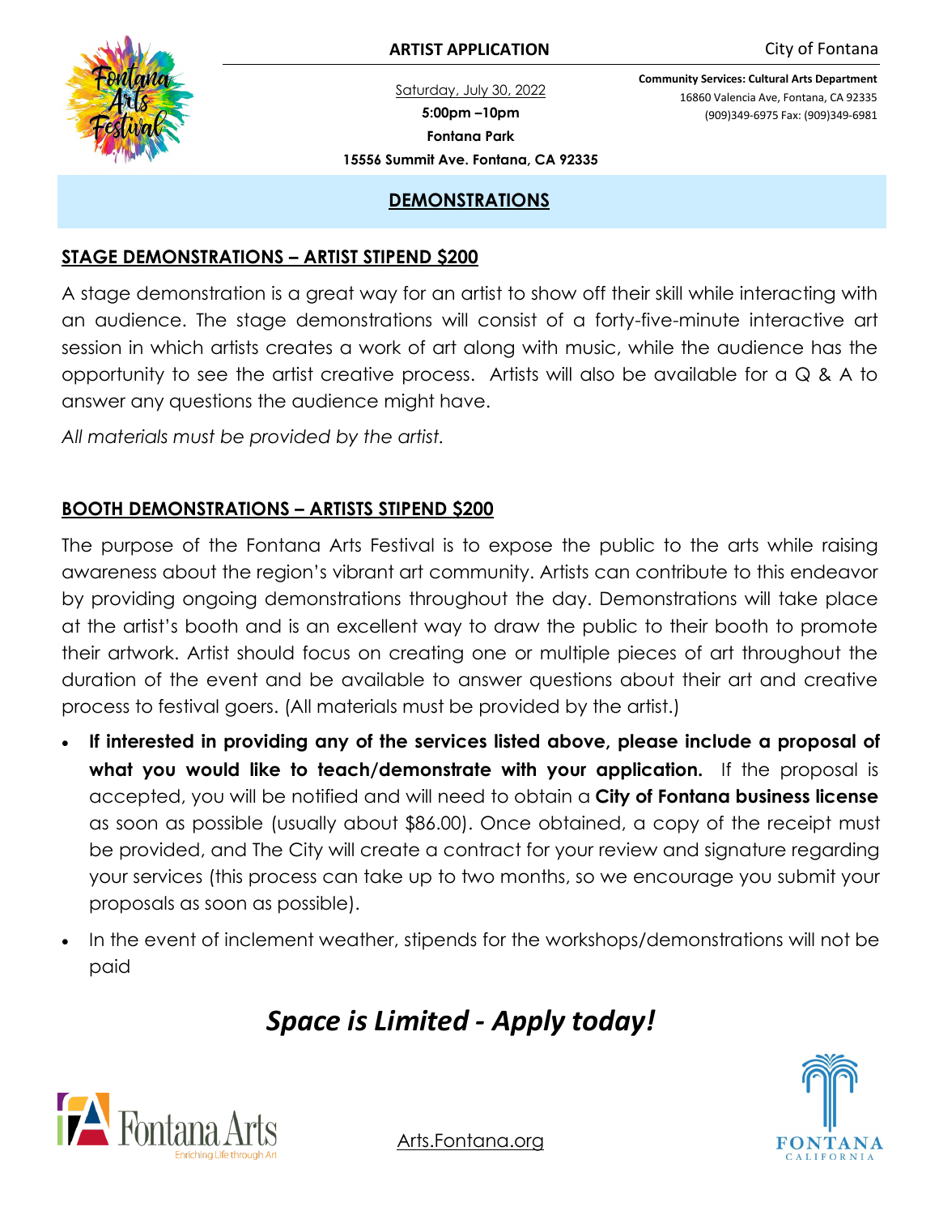**ARTIST APPLICATION**

City of Fontana

Saturday, July 30, 2022
**5:00pm –10pm**
**Fontana Park**
**15556 Summit Ave. Fontana, CA 92335**

**Community Services: Cultural Arts Department**
16860 Valencia Ave, Fontana, CA 92335
(909)349-6975 Fax: (909)349-6981

## DEMONSTRATIONS

### STAGE DEMONSTRATIONS – ARTIST STIPEND $200

A stage demonstration is a great way for an artist to show off their skill while interacting with an audience. The stage demonstrations will consist of a forty-five-minute interactive art session in which artists creates a work of art along with music, while the audience has the opportunity to see the artist creative process. Artists will also be available for a Q & A to answer any questions the audience might have.

*All materials must be provided by the artist.*

### BOOTH DEMONSTRATIONS – ARTISTS STIPEND $200

The purpose of the Fontana Arts Festival is to expose the public to the arts while raising awareness about the region's vibrant art community. Artists can contribute to this endeavor by providing ongoing demonstrations throughout the day. Demonstrations will take place at the artist's booth and is an excellent way to draw the public to their booth to promote their artwork. Artist should focus on creating one or multiple pieces of art throughout the duration of the event and be available to answer questions about their art and creative process to festival goers. (All materials must be provided by the artist.)

- **If interested in providing any of the services listed above, please include a proposal of what you would like to teach/demonstrate with your application.** If the proposal is accepted, you will be notified and will need to obtain a **City of Fontana business license** as soon as possible (usually about $86.00). Once obtained, a copy of the receipt must be provided, and The City will create a contract for your review and signature regarding your services (this process can take up to two months, so we encourage you submit your proposals as soon as possible).
- In the event of inclement weather, stipends for the workshops/demonstrations will not be paid

## *Space is Limited - Apply today!*

Arts.Fontana.org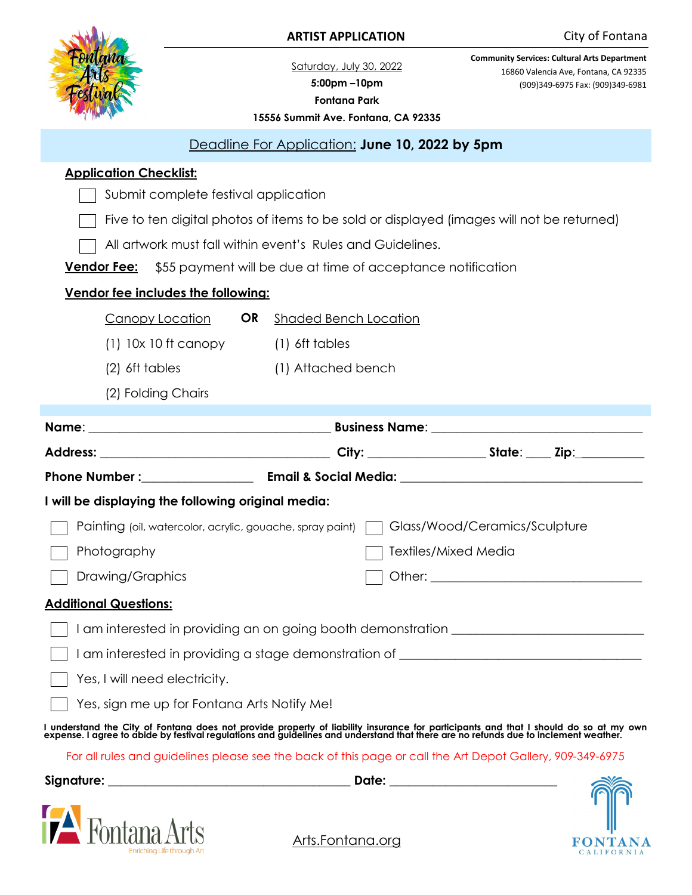# ARTIST APPLICATION

City of Fontana

Saturday, July 30, 2022
**5:00pm –10pm**
**Fontana Park**
**15556 Summit Ave. Fontana, CA 92335**

**Community Services: Cultural Arts Department**
16860 Valencia Ave, Fontana, CA 92335
(909)349-6975 Fax: (909)349-6981

Deadline For Application: **June 10, 2022 by 5pm**

**Application Checklist:**

- ☐ Submit complete festival application
- ☐ Five to ten digital photos of items to be sold or displayed (images will not be returned)
- ☐ All artwork must fall within event's Rules and Guidelines.

**Vendor Fee:** $55 payment will be due at time of acceptance notification

**Vendor fee includes the following:**

| Canopy Location | OR | Shaded Bench Location |
|---|---|---|
| (1) 10x 10 ft canopy | | (1) 6ft tables |
| (2) 6ft tables | | (1) Attached bench |
| (2) Folding Chairs | | |

**Name**: ______________________ **Business Name**: ______________________

**Address:** ______________________ **City:** ______________ **State**: ____ **Zip**:________

**Phone Number :**_______________ **Email & Social Media:** ______________________

**I will be displaying the following original media:**

- ☐ Painting (oil, watercolor, acrylic, gouache, spray paint)
- ☐ Glass/Wood/Ceramics/Sculpture
- ☐ Photography
- ☐ Textiles/Mixed Media
- ☐ Drawing/Graphics
- ☐ Other: ______________________

**Additional Questions:**

- ☐ I am interested in providing an on going booth demonstration ______________________
- ☐ I am interested in providing a stage demonstration of ______________________
- ☐ Yes, I will need electricity.
- ☐ Yes, sign me up for Fontana Arts Notify Me!

**I understand the City of Fontana does not provide property of liability insurance for participants and that I should do so at my own expense. I agree to abide by festival regulations and guidelines and understand that there are no refunds due to inclement weather.**

For all rules and guidelines please see the back of this page or call the Art Depot Gallery, 909-349-6975

**Signature:** ______________________ **Date:** ______________________

Fontana Arts — Enriching Life through Art

Arts.Fontana.org

FONTANA CALIFORNIA